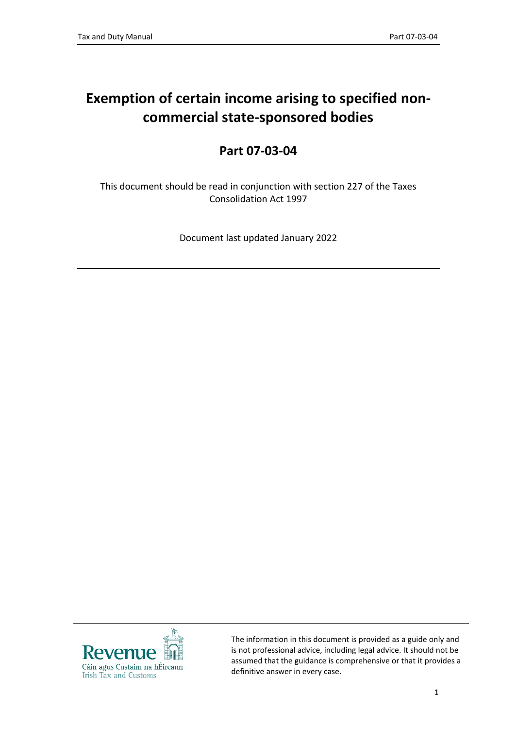# Exemption of certain income arising to specified non-commercial state-sponsored bodies

## Part 07-03-04

This document should be read in conjunction with section 227 of the Taxes Consolidation Act 1997

Document last updated January 2022

The information in this document is provided as a guide only and is not professional advice, including legal advice. It should not be assumed that the guidance is comprehensive or that it provides a definitive answer in every case.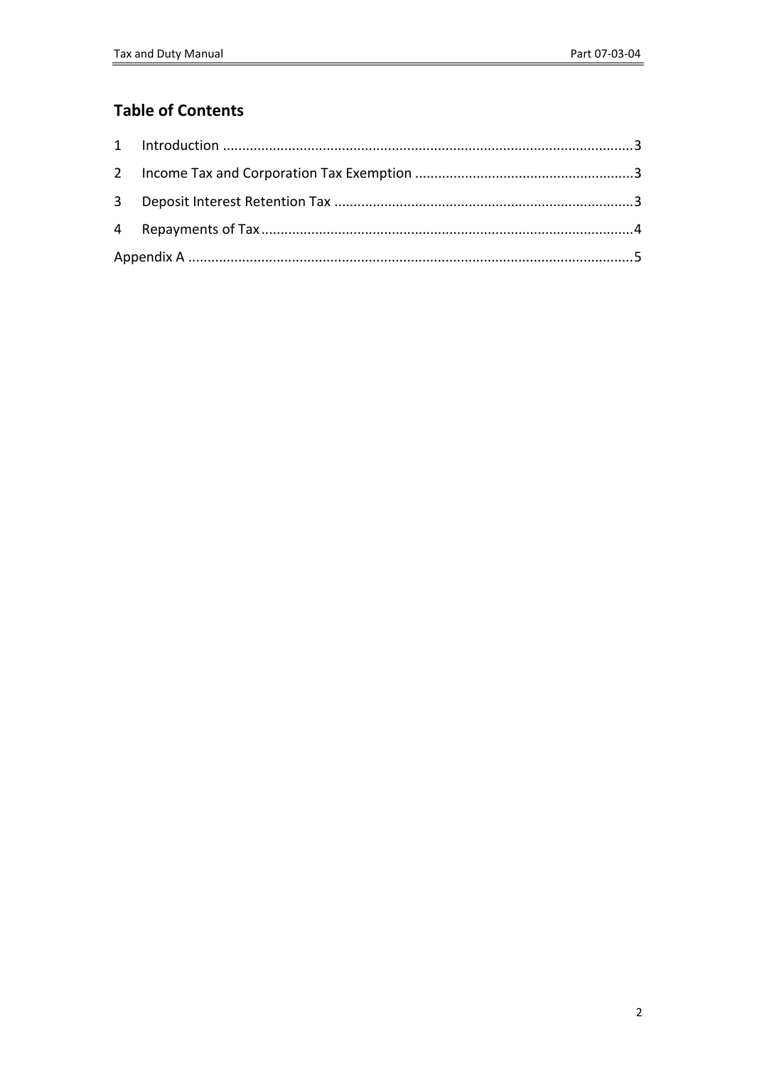## Table of Contents

1 Introduction ..........................................................................................................3

2 Income Tax and Corporation Tax Exemption .........................................................3

3 Deposit Interest Retention Tax .............................................................................3

4 Repayments of Tax................................................................................................4

Appendix A ...................................................................................................................5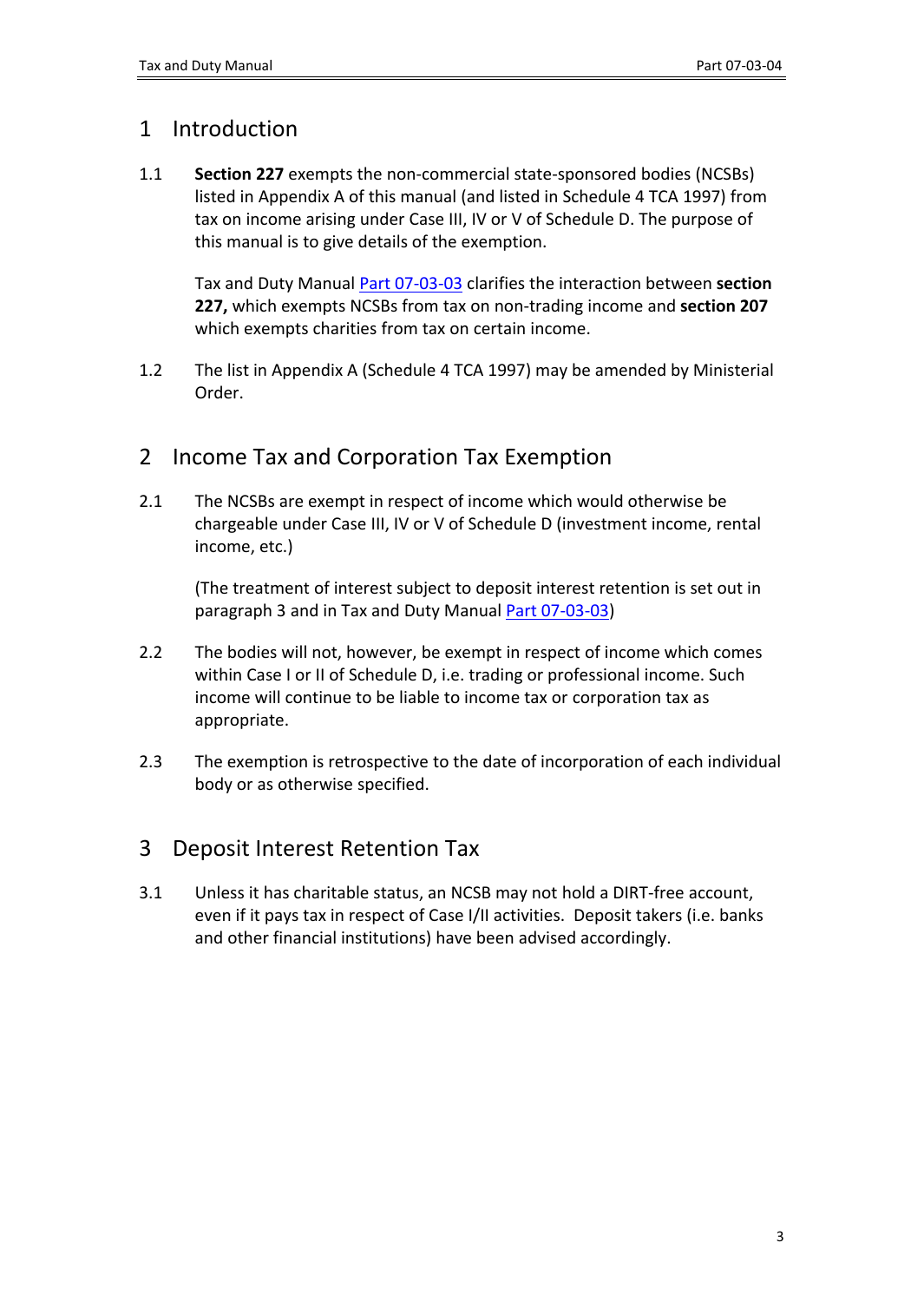# 1 Introduction

1.1 **Section 227** exempts the non-commercial state-sponsored bodies (NCSBs) listed in Appendix A of this manual (and listed in Schedule 4 TCA 1997) from tax on income arising under Case III, IV or V of Schedule D. The purpose of this manual is to give details of the exemption.

Tax and Duty Manual [Part 07-03-03] clarifies the interaction between **section 227,** which exempts NCSBs from tax on non-trading income and **section 207** which exempts charities from tax on certain income.

1.2 The list in Appendix A (Schedule 4 TCA 1997) may be amended by Ministerial Order.

# 2 Income Tax and Corporation Tax Exemption

2.1 The NCSBs are exempt in respect of income which would otherwise be chargeable under Case III, IV or V of Schedule D (investment income, rental income, etc.)

(The treatment of interest subject to deposit interest retention is set out in paragraph 3 and in Tax and Duty Manual [Part 07-03-03])

2.2 The bodies will not, however, be exempt in respect of income which comes within Case I or II of Schedule D, i.e. trading or professional income. Such income will continue to be liable to income tax or corporation tax as appropriate.

2.3 The exemption is retrospective to the date of incorporation of each individual body or as otherwise specified.

# 3 Deposit Interest Retention Tax

3.1 Unless it has charitable status, an NCSB may not hold a DIRT-free account, even if it pays tax in respect of Case I/II activities. Deposit takers (i.e. banks and other financial institutions) have been advised accordingly.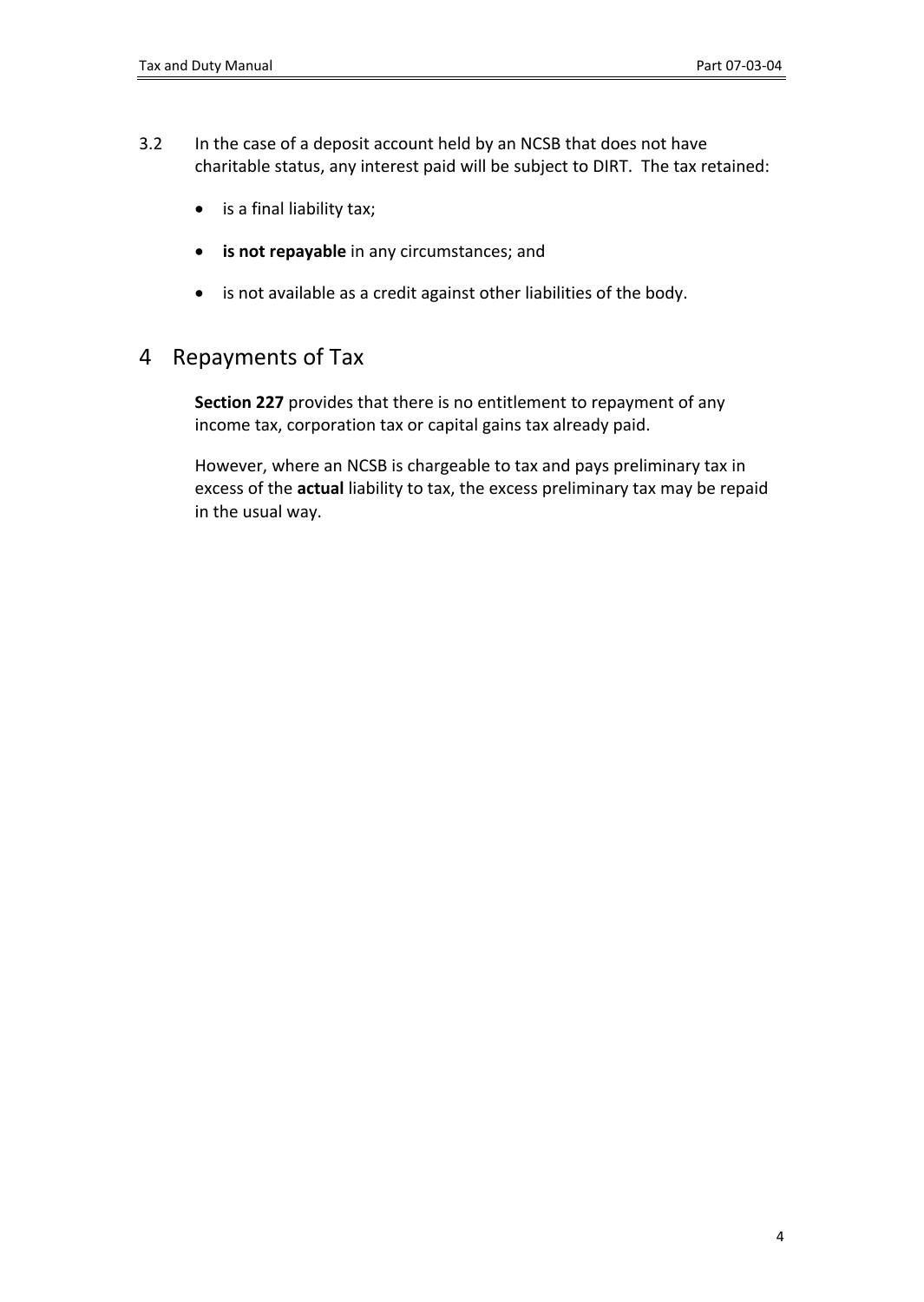3.2 In the case of a deposit account held by an NCSB that does not have charitable status, any interest paid will be subject to DIRT. The tax retained:

- is a final liability tax;
- **is not repayable** in any circumstances; and
- is not available as a credit against other liabilities of the body.

# 4 Repayments of Tax

**Section 227** provides that there is no entitlement to repayment of any income tax, corporation tax or capital gains tax already paid.

However, where an NCSB is chargeable to tax and pays preliminary tax in excess of the **actual** liability to tax, the excess preliminary tax may be repaid in the usual way.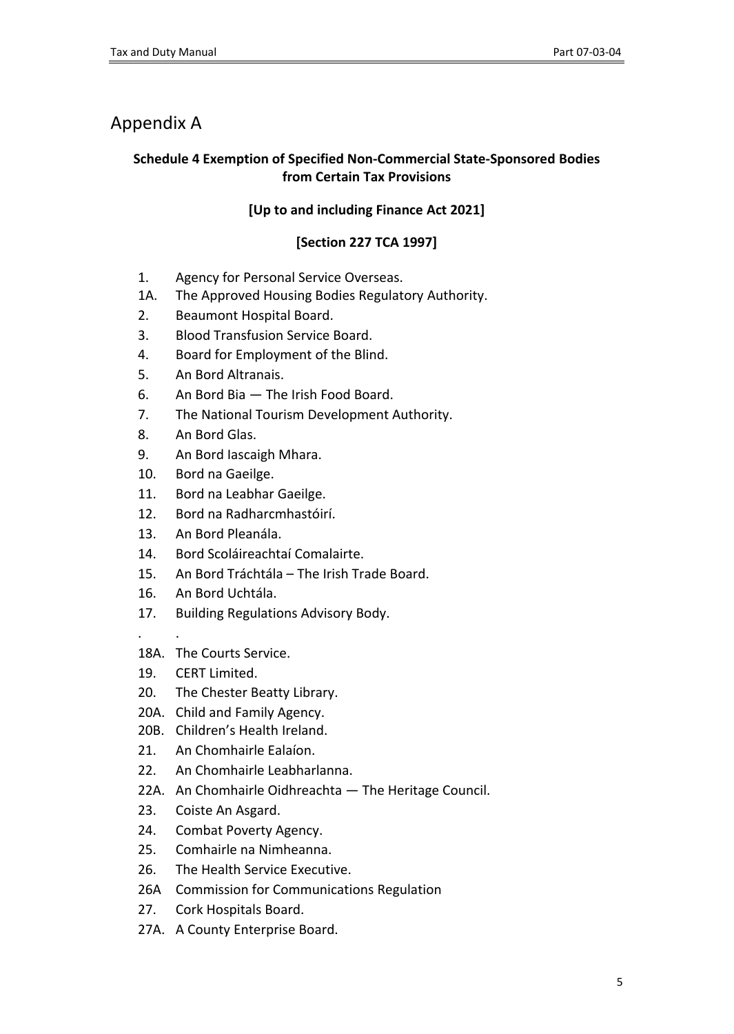# Appendix A

**Schedule 4 Exemption of Specified Non-Commercial State-Sponsored Bodies from Certain Tax Provisions**

**[Up to and including Finance Act 2021]**

**[Section 227 TCA 1997]**

1. Agency for Personal Service Overseas.
1A. The Approved Housing Bodies Regulatory Authority.
2. Beaumont Hospital Board.
3. Blood Transfusion Service Board.
4. Board for Employment of the Blind.
5. An Bord Altranais.
6. An Bord Bia — The Irish Food Board.
7. The National Tourism Development Authority.
8. An Bord Glas.
9. An Bord Iascaigh Mhara.
10. Bord na Gaeilge.
11. Bord na Leabhar Gaeilge.
12. Bord na Radharcmhastóirí.
13. An Bord Pleanála.
14. Bord Scoláireachtaí Comalairte.
15. An Bord Tráchtála – The Irish Trade Board.
16. An Bord Uchtála.
17. Building Regulations Advisory Body.

. .

18A. The Courts Service.
19. CERT Limited.
20. The Chester Beatty Library.
20A. Child and Family Agency.
20B. Children's Health Ireland.
21. An Chomhairle Ealaíon.
22. An Chomhairle Leabharlanna.
22A. An Chomhairle Oidhreachta — The Heritage Council.
23. Coiste An Asgard.
24. Combat Poverty Agency.
25. Comhairle na Nimheanna.
26. The Health Service Executive.
26A Commission for Communications Regulation
27. Cork Hospitals Board.
27A. A County Enterprise Board.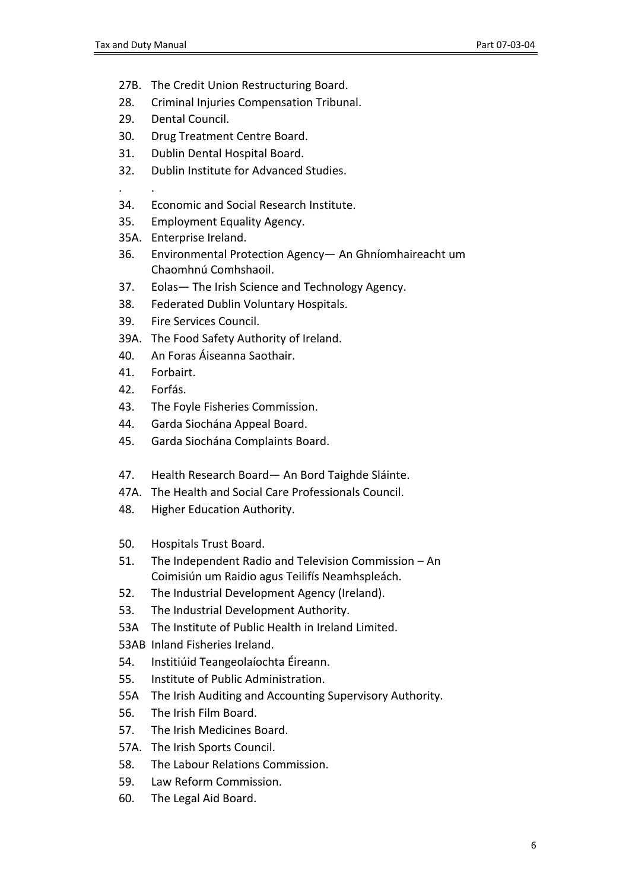27B. The Credit Union Restructuring Board.
28. Criminal Injuries Compensation Tribunal.
29. Dental Council.
30. Drug Treatment Centre Board.
31. Dublin Dental Hospital Board.
32. Dublin Institute for Advanced Studies.
. .
34. Economic and Social Research Institute.
35. Employment Equality Agency.
35A. Enterprise Ireland.
36. Environmental Protection Agency— An Ghníomhaireacht um Chaomhnú Comhshaoil.
37. Eolas— The Irish Science and Technology Agency.
38. Federated Dublin Voluntary Hospitals.
39. Fire Services Council.
39A. The Food Safety Authority of Ireland.
40. An Foras Áiseanna Saothair.
41. Forbairt.
42. Forfás.
43. The Foyle Fisheries Commission.
44. Garda Siochána Appeal Board.
45. Garda Siochána Complaints Board.

47. Health Research Board— An Bord Taighde Sláinte.
47A. The Health and Social Care Professionals Council.
48. Higher Education Authority.

50. Hospitals Trust Board.
51. The Independent Radio and Television Commission – An Coimisiún um Raidio agus Teilifís Neamhspleách.
52. The Industrial Development Agency (Ireland).
53. The Industrial Development Authority.
53A The Institute of Public Health in Ireland Limited.
53AB Inland Fisheries Ireland.
54. Institiúid Teangeolaíochta Éireann.
55. Institute of Public Administration.
55A The Irish Auditing and Accounting Supervisory Authority.
56. The Irish Film Board.
57. The Irish Medicines Board.
57A. The Irish Sports Council.
58. The Labour Relations Commission.
59. Law Reform Commission.
60. The Legal Aid Board.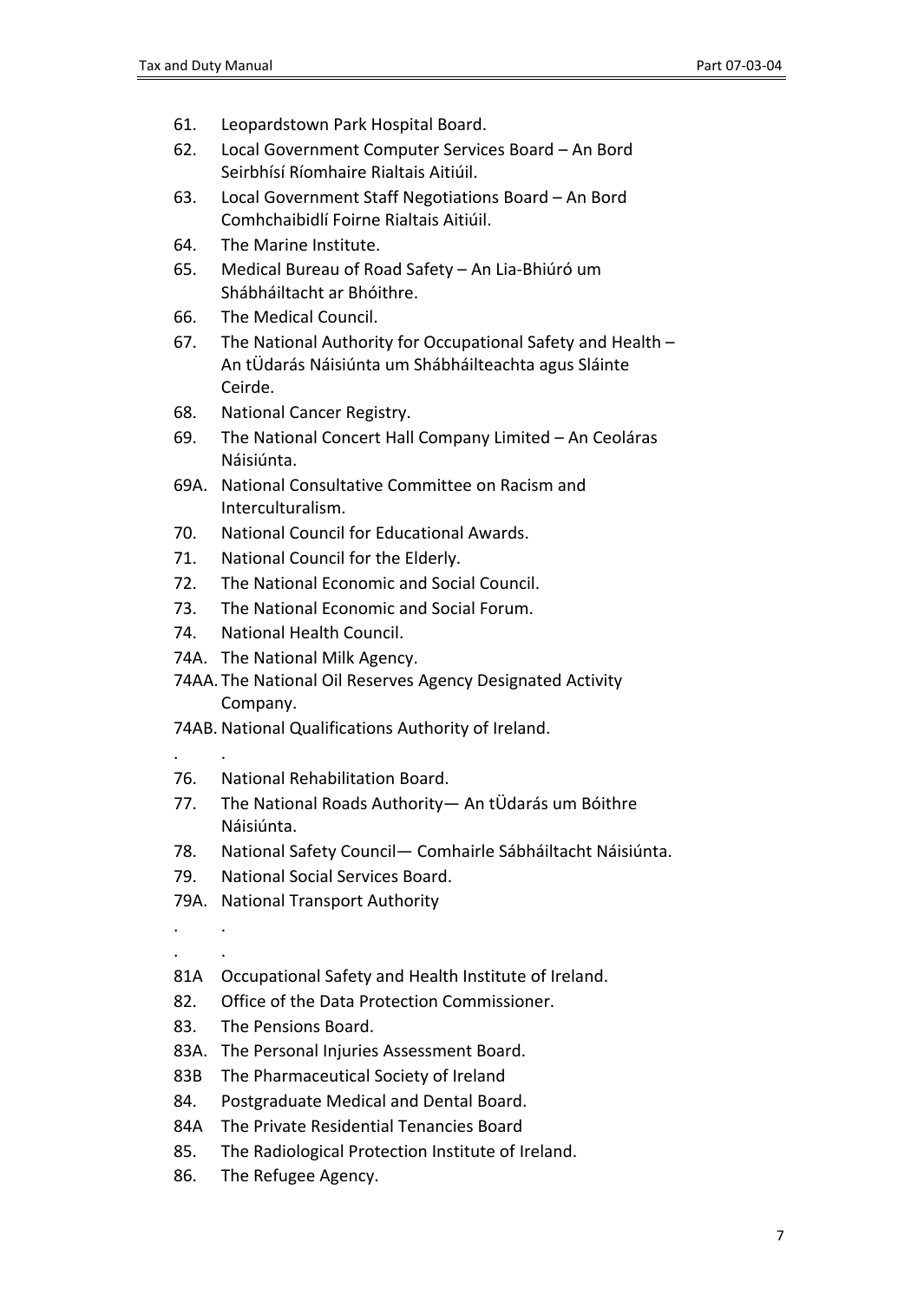61. Leopardstown Park Hospital Board.
62. Local Government Computer Services Board – An Bord Seirbhísí Ríomhaire Rialtais Aitiúil.
63. Local Government Staff Negotiations Board – An Bord Comhchaibidlí Foirne Rialtais Aitiúil.
64. The Marine Institute.
65. Medical Bureau of Road Safety – An Lia-Bhiúró um Shábháiltacht ar Bhóithre.
66. The Medical Council.
67. The National Authority for Occupational Safety and Health – An tÚdarás Náisiúnta um Shábháilteachta agus Sláinte Ceirde.
68. National Cancer Registry.
69. The National Concert Hall Company Limited – An Ceoláras Náisiúnta.

69A. National Consultative Committee on Racism and Interculturalism.

70. National Council for Educational Awards.
71. National Council for the Elderly.
72. The National Economic and Social Council.
73. The National Economic and Social Forum.
74. National Health Council.

74A. The National Milk Agency.

74AA. The National Oil Reserves Agency Designated Activity Company.

74AB. National Qualifications Authority of Ireland.

. .

76. National Rehabilitation Board.
77. The National Roads Authority— An tÚdarás um Bóithre Náisiúnta.
78. National Safety Council— Comhairle Sábháiltacht Náisiúnta.
79. National Social Services Board.

79A. National Transport Authority

. .

. .

81A Occupational Safety and Health Institute of Ireland.

82. Office of the Data Protection Commissioner.
83. The Pensions Board.

83A. The Personal Injuries Assessment Board.

83B The Pharmaceutical Society of Ireland

84. Postgraduate Medical and Dental Board.

84A The Private Residential Tenancies Board

85. The Radiological Protection Institute of Ireland.
86. The Refugee Agency.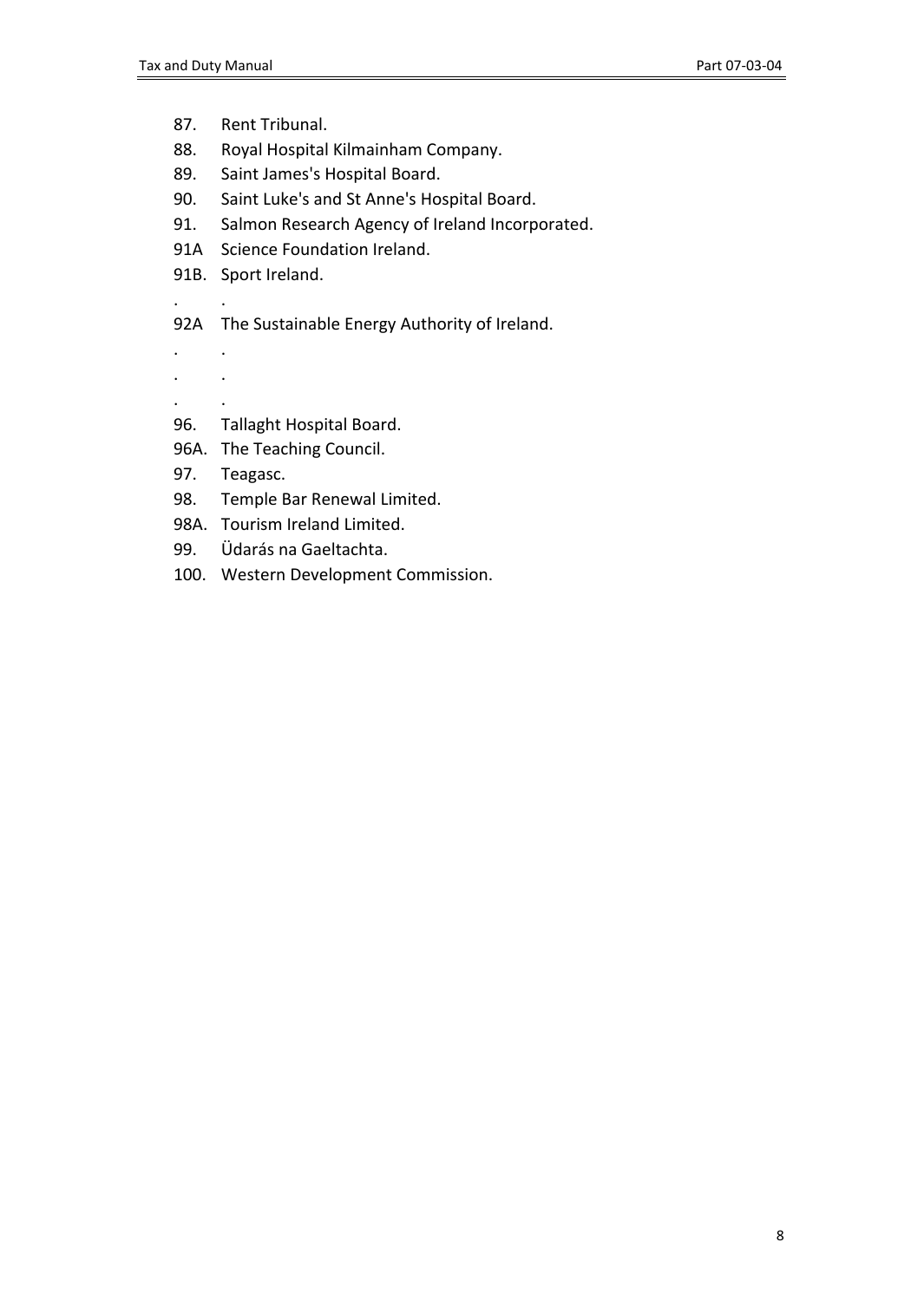87. Rent Tribunal.
88. Royal Hospital Kilmainham Company.
89. Saint James's Hospital Board.
90. Saint Luke's and St Anne's Hospital Board.
91. Salmon Research Agency of Ireland Incorporated.
91A Science Foundation Ireland.
91B. Sport Ireland.
. .
92A The Sustainable Energy Authority of Ireland.
. .
. .
. .
96. Tallaght Hospital Board.
96A. The Teaching Council.
97. Teagasc.
98. Temple Bar Renewal Limited.
98A. Tourism Ireland Limited.
99. Üdarás na Gaeltachta.
100. Western Development Commission.